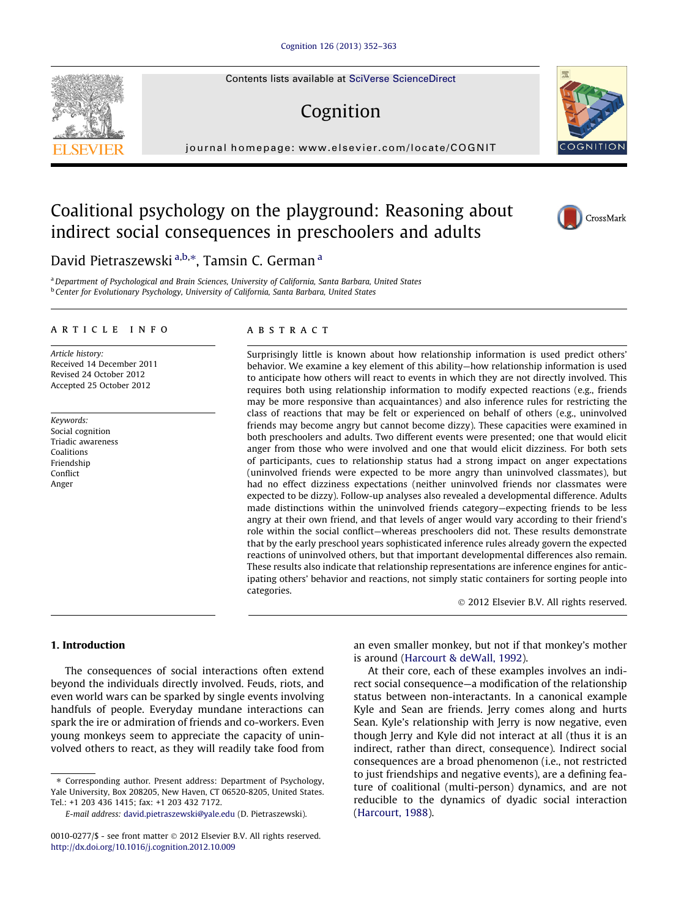# Coalitional psychology on the playground: Reasoning about indirect social consequences in preschoolers and adults

David Pietraszewski [a,b,*], Tamsin C. German [a]

[a] Department of Psychological and Brain Sciences, University of California, Santa Barbara, United States
[b] Center for Evolutionary Psychology, University of California, Santa Barbara, United States

**ARTICLE INFO**

*Article history:*
Received 14 December 2011
Revised 24 October 2012
Accepted 25 October 2012

*Keywords:*
Social cognition
Triadic awareness
Coalitions
Friendship
Conflict
Anger

**ABSTRACT**

Surprisingly little is known about how relationship information is used predict others' behavior. We examine a key element of this ability—how relationship information is used to anticipate how others will react to events in which they are not directly involved. This requires both using relationship information to modify expected reactions (e.g., friends may be more responsive than acquaintances) and also inference rules for restricting the class of reactions that may be felt or experienced on behalf of others (e.g., uninvolved friends may become angry but cannot become dizzy). These capacities were examined in both preschoolers and adults. Two different events were presented; one that would elicit anger from those who were involved and one that would elicit dizziness. For both sets of participants, cues to relationship status had a strong impact on anger expectations (uninvolved friends were expected to be more angry than uninvolved classmates), but had no effect dizziness expectations (neither uninvolved friends nor classmates were expected to be dizzy). Follow-up analyses also revealed a developmental difference. Adults made distinctions within the uninvolved friends category—expecting friends to be less angry at their own friend, and that levels of anger would vary according to their friend's role within the social conflict—whereas preschoolers did not. These results demonstrate that by the early preschool years sophisticated inference rules already govern the expected reactions of uninvolved others, but that important developmental differences also remain. These results also indicate that relationship representations are inference engines for anticipating others' behavior and reactions, not simply static containers for sorting people into categories.

© 2012 Elsevier B.V. All rights reserved.

## 1. Introduction

The consequences of social interactions often extend beyond the individuals directly involved. Feuds, riots, and even world wars can be sparked by single events involving handfuls of people. Everyday mundane interactions can spark the ire or admiration of friends and co-workers. Even young monkeys seem to appreciate the capacity of uninvolved others to react, as they will readily take food from an even smaller monkey, but not if that monkey's mother is around (Harcourt & deWall, 1992).

At their core, each of these examples involves an indirect social consequence—a modification of the relationship status between non-interactants. In a canonical example Kyle and Sean are friends. Jerry comes along and hurts Sean. Kyle's relationship with Jerry is now negative, even though Jerry and Kyle did not interact at all (thus it is an indirect, rather than direct, consequence). Indirect social consequences are a broad phenomenon (i.e., not restricted to just friendships and negative events), are a defining feature of coalitional (multi-person) dynamics, and are not reducible to the dynamics of dyadic social interaction (Harcourt, 1988).

* Corresponding author. Present address: Department of Psychology, Yale University, Box 208205, New Haven, CT 06520-8205, United States. Tel.: +1 203 436 1415; fax: +1 203 432 7172.
E-mail address: david.pietraszewski@yale.edu (D. Pietraszewski).

0010-0277/$ - see front matter © 2012 Elsevier B.V. All rights reserved.
http://dx.doi.org/10.1016/j.cognition.2012.10.009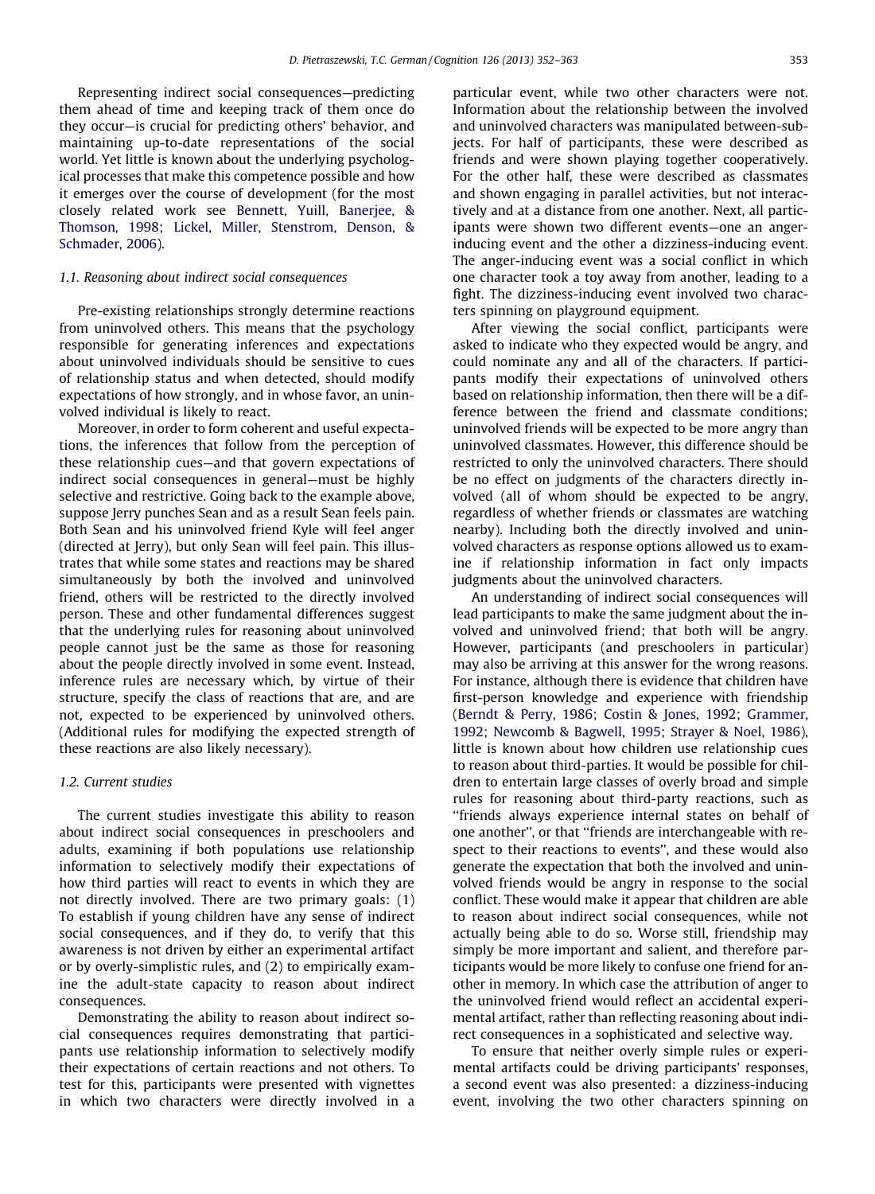Representing indirect social consequences—predicting them ahead of time and keeping track of them once do they occur—is crucial for predicting others' behavior, and maintaining up-to-date representations of the social world. Yet little is known about the underlying psychological processes that make this competence possible and how it emerges over the course of development (for the most closely related work see Bennett, Yuill, Banerjee, & Thomson, 1998; Lickel, Miller, Stenstrom, Denson, & Schmader, 2006).

### 1.1. Reasoning about indirect social consequences

Pre-existing relationships strongly determine reactions from uninvolved others. This means that the psychology responsible for generating inferences and expectations about uninvolved individuals should be sensitive to cues of relationship status and when detected, should modify expectations of how strongly, and in whose favor, an uninvolved individual is likely to react.

Moreover, in order to form coherent and useful expectations, the inferences that follow from the perception of these relationship cues—and that govern expectations of indirect social consequences in general—must be highly selective and restrictive. Going back to the example above, suppose Jerry punches Sean and as a result Sean feels pain. Both Sean and his uninvolved friend Kyle will feel anger (directed at Jerry), but only Sean will feel pain. This illustrates that while some states and reactions may be shared simultaneously by both the involved and uninvolved friend, others will be restricted to the directly involved person. These and other fundamental differences suggest that the underlying rules for reasoning about uninvolved people cannot just be the same as those for reasoning about the people directly involved in some event. Instead, inference rules are necessary which, by virtue of their structure, specify the class of reactions that are, and are not, expected to be experienced by uninvolved others. (Additional rules for modifying the expected strength of these reactions are also likely necessary).

### 1.2. Current studies

The current studies investigate this ability to reason about indirect social consequences in preschoolers and adults, examining if both populations use relationship information to selectively modify their expectations of how third parties will react to events in which they are not directly involved. There are two primary goals: (1) To establish if young children have any sense of indirect social consequences, and if they do, to verify that this awareness is not driven by either an experimental artifact or by overly-simplistic rules, and (2) to empirically examine the adult-state capacity to reason about indirect consequences.

Demonstrating the ability to reason about indirect social consequences requires demonstrating that participants use relationship information to selectively modify their expectations of certain reactions and not others. To test for this, participants were presented with vignettes in which two characters were directly involved in a particular event, while two other characters were not. Information about the relationship between the involved and uninvolved characters was manipulated between-subjects. For half of participants, these were described as friends and were shown playing together cooperatively. For the other half, these were described as classmates and shown engaging in parallel activities, but not interactively and at a distance from one another. Next, all participants were shown two different events—one an anger-inducing event and the other a dizziness-inducing event. The anger-inducing event was a social conflict in which one character took a toy away from another, leading to a fight. The dizziness-inducing event involved two characters spinning on playground equipment.

After viewing the social conflict, participants were asked to indicate who they expected would be angry, and could nominate any and all of the characters. If participants modify their expectations of uninvolved others based on relationship information, then there will be a difference between the friend and classmate conditions; uninvolved friends will be expected to be more angry than uninvolved classmates. However, this difference should be restricted to only the uninvolved characters. There should be no effect on judgments of the characters directly involved (all of whom should be expected to be angry, regardless of whether friends or classmates are watching nearby). Including both the directly involved and uninvolved characters as response options allowed us to examine if relationship information in fact only impacts judgments about the uninvolved characters.

An understanding of indirect social consequences will lead participants to make the same judgment about the involved and uninvolved friend; that both will be angry. However, participants (and preschoolers in particular) may also be arriving at this answer for the wrong reasons. For instance, although there is evidence that children have first-person knowledge and experience with friendship (Berndt & Perry, 1986; Costin & Jones, 1992; Grammer, 1992; Newcomb & Bagwell, 1995; Strayer & Noel, 1986), little is known about how children use relationship cues to reason about third-parties. It would be possible for children to entertain large classes of overly broad and simple rules for reasoning about third-party reactions, such as "friends always experience internal states on behalf of one another", or that "friends are interchangeable with respect to their reactions to events", and these would also generate the expectation that both the involved and uninvolved friends would be angry in response to the social conflict. These would make it appear that children are able to reason about indirect social consequences, while not actually being able to do so. Worse still, friendship may simply be more important and salient, and therefore participants would be more likely to confuse one friend for another in memory. In which case the attribution of anger to the uninvolved friend would reflect an accidental experimental artifact, rather than reflecting reasoning about indirect consequences in a sophisticated and selective way.

To ensure that neither overly simple rules or experimental artifacts could be driving participants' responses, a second event was also presented: a dizziness-inducing event, involving the two other characters spinning on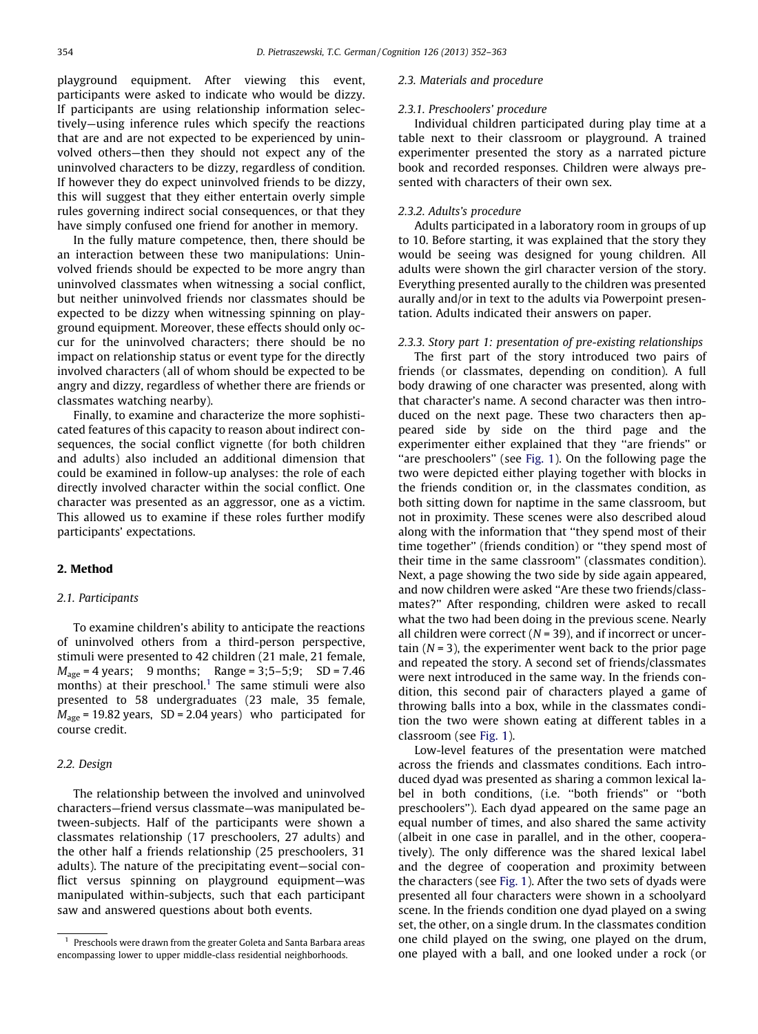playground equipment. After viewing this event, participants were asked to indicate who would be dizzy. If participants are using relationship information selectively—using inference rules which specify the reactions that are and are not expected to be experienced by uninvolved others—then they should not expect any of the uninvolved characters to be dizzy, regardless of condition. If however they do expect uninvolved friends to be dizzy, this will suggest that they either entertain overly simple rules governing indirect social consequences, or that they have simply confused one friend for another in memory.

In the fully mature competence, then, there should be an interaction between these two manipulations: Uninvolved friends should be expected to be more angry than uninvolved classmates when witnessing a social conflict, but neither uninvolved friends nor classmates should be expected to be dizzy when witnessing spinning on playground equipment. Moreover, these effects should only occur for the uninvolved characters; there should be no impact on relationship status or event type for the directly involved characters (all of whom should be expected to be angry and dizzy, regardless of whether there are friends or classmates watching nearby).

Finally, to examine and characterize the more sophisticated features of this capacity to reason about indirect consequences, the social conflict vignette (for both children and adults) also included an additional dimension that could be examined in follow-up analyses: the role of each directly involved character within the social conflict. One character was presented as an aggressor, one as a victim. This allowed us to examine if these roles further modify participants' expectations.

## 2. Method

### 2.1. Participants

To examine children's ability to anticipate the reactions of uninvolved others from a third-person perspective, stimuli were presented to 42 children (21 male, 21 female, $M_{age}$ = 4 years; 9 months; Range = 3;5–5;9; SD = 7.46 months) at their preschool.[1] The same stimuli were also presented to 58 undergraduates (23 male, 35 female, $M_{age}$ = 19.82 years, SD = 2.04 years) who participated for course credit.

### 2.2. Design

The relationship between the involved and uninvolved characters—friend versus classmate—was manipulated between-subjects. Half of the participants were shown a classmates relationship (17 preschoolers, 27 adults) and the other half a friends relationship (25 preschoolers, 31 adults). The nature of the precipitating event—social conflict versus spinning on playground equipment—was manipulated within-subjects, such that each participant saw and answered questions about both events.

[1] Preschools were drawn from the greater Goleta and Santa Barbara areas encompassing lower to upper middle-class residential neighborhoods.

### 2.3. Materials and procedure

#### 2.3.1. Preschoolers' procedure

Individual children participated during play time at a table next to their classroom or playground. A trained experimenter presented the story as a narrated picture book and recorded responses. Children were always presented with characters of their own sex.

#### 2.3.2. Adults's procedure

Adults participated in a laboratory room in groups of up to 10. Before starting, it was explained that the story they would be seeing was designed for young children. All adults were shown the girl character version of the story. Everything presented aurally to the children was presented aurally and/or in text to the adults via Powerpoint presentation. Adults indicated their answers on paper.

#### 2.3.3. Story part 1: presentation of pre-existing relationships

The first part of the story introduced two pairs of friends (or classmates, depending on condition). A full body drawing of one character was presented, along with that character's name. A second character was then introduced on the next page. These two characters then appeared side by side on the third page and the experimenter either explained that they "are friends" or "are preschoolers" (see Fig. 1). On the following page the two were depicted either playing together with blocks in the friends condition or, in the classmates condition, as both sitting down for naptime in the same classroom, but not in proximity. These scenes were also described aloud along with the information that "they spend most of their time together" (friends condition) or "they spend most of their time in the same classroom" (classmates condition). Next, a page showing the two side by side again appeared, and now children were asked "Are these two friends/classmates?" After responding, children were asked to recall what the two had been doing in the previous scene. Nearly all children were correct ($N$ = 39), and if incorrect or uncertain ($N$ = 3), the experimenter went back to the prior page and repeated the story. A second set of friends/classmates were next introduced in the same way. In the friends condition, this second pair of characters played a game of throwing balls into a box, while in the classmates condition the two were shown eating at different tables in a classroom (see Fig. 1).

Low-level features of the presentation were matched across the friends and classmates conditions. Each introduced dyad was presented as sharing a common lexical label in both conditions, (i.e. "both friends" or "both preschoolers"). Each dyad appeared on the same page an equal number of times, and also shared the same activity (albeit in one case in parallel, and in the other, cooperatively). The only difference was the shared lexical label and the degree of cooperation and proximity between the characters (see Fig. 1). After the two sets of dyads were presented all four characters were shown in a schoolyard scene. In the friends condition one dyad played on a swing set, the other, on a single drum. In the classmates condition one child played on the swing, one played on the drum, one played with a ball, and one looked under a rock (or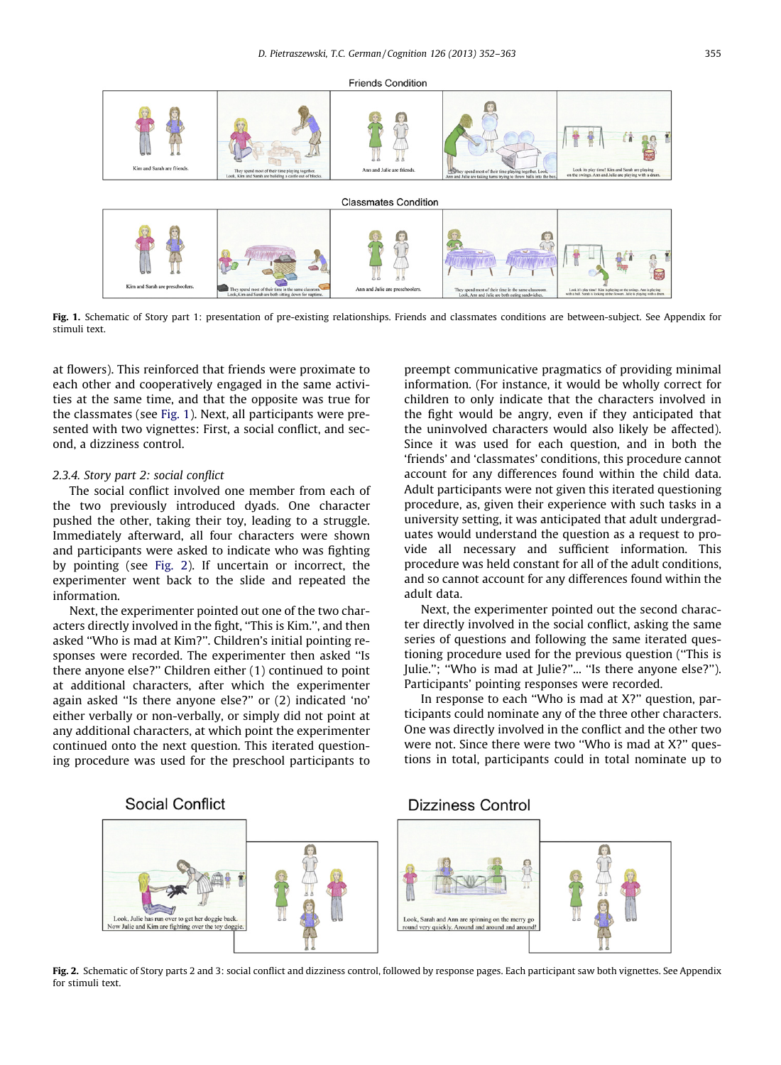Friends Condition

Kim and Sarah are friends.

They spend most of their time playing together. Look, Kim and Sarah are building a castle out of blocks.

Ann and Julie are friends.

They spend most of their time playing together. Look, Ann and Julie are taking turns trying to throw balls into the box.

Look its play time! Kim and Sarah are playing on the swings. Ann and Julie are playing with a drum.

Classmates Condition

Kim and Sarah are preschoolers.

They spend most of their time in the same classroom. Look, Kim and Sarah are both sitting down for naptime.

Ann and Julie are preschoolers.

They spend most of their time in the same classroom. Look, Ann and Julie are both eating sandwiches.

Look it's play time! Kim is playing on the swings. Ann is playing with a ball. Sarah is looking at the flowers. Julie is playing with a drum.

**Fig. 1.** Schematic of Story part 1: presentation of pre-existing relationships. Friends and classmates conditions are between-subject. See Appendix for stimuli text.

at flowers). This reinforced that friends were proximate to each other and cooperatively engaged in the same activities at the same time, and that the opposite was true for the classmates (see Fig. 1). Next, all participants were presented with two vignettes: First, a social conflict, and second, a dizziness control.

#### 2.3.4. Story part 2: social conflict

The social conflict involved one member from each of the two previously introduced dyads. One character pushed the other, taking their toy, leading to a struggle. Immediately afterward, all four characters were shown and participants were asked to indicate who was fighting by pointing (see Fig. 2). If uncertain or incorrect, the experimenter went back to the slide and repeated the information.

Next, the experimenter pointed out one of the two characters directly involved in the fight, "This is Kim.", and then asked "Who is mad at Kim?". Children's initial pointing responses were recorded. The experimenter then asked "Is there anyone else?" Children either (1) continued to point at additional characters, after which the experimenter again asked "Is there anyone else?" or (2) indicated 'no' either verbally or non-verbally, or simply did not point at any additional characters, at which point the experimenter continued onto the next question. This iterated questioning procedure was used for the preschool participants to preempt communicative pragmatics of providing minimal information. (For instance, it would be wholly correct for children to only indicate that the characters involved in the fight would be angry, even if they anticipated that the uninvolved characters would also likely be affected). Since it was used for each question, and in both the 'friends' and 'classmates' conditions, this procedure cannot account for any differences found within the child data. Adult participants were not given this iterated questioning procedure, as, given their experience with such tasks in a university setting, it was anticipated that adult undergraduates would understand the question as a request to provide all necessary and sufficient information. This procedure was held constant for all of the adult conditions, and so cannot account for any differences found within the adult data.

Next, the experimenter pointed out the second character directly involved in the social conflict, asking the same series of questions and following the same iterated questioning procedure used for the previous question ("This is Julie."; "Who is mad at Julie?"... "Is there anyone else?"). Participants' pointing responses were recorded.

In response to each "Who is mad at X?" question, participants could nominate any of the three other characters. One was directly involved in the conflict and the other two were not. Since there were two "Who is mad at X?" questions in total, participants could in total nominate up to

Social Conflict

Look, Julie has run over to get her doggie back. Now Julie and Kim are fighting over the toy doggie.

Dizziness Control

Look, Sarah and Ann are spinning on the merry go round very quickly. Around and around and around!

**Fig. 2.** Schematic of Story parts 2 and 3: social conflict and dizziness control, followed by response pages. Each participant saw both vignettes. See Appendix for stimuli text.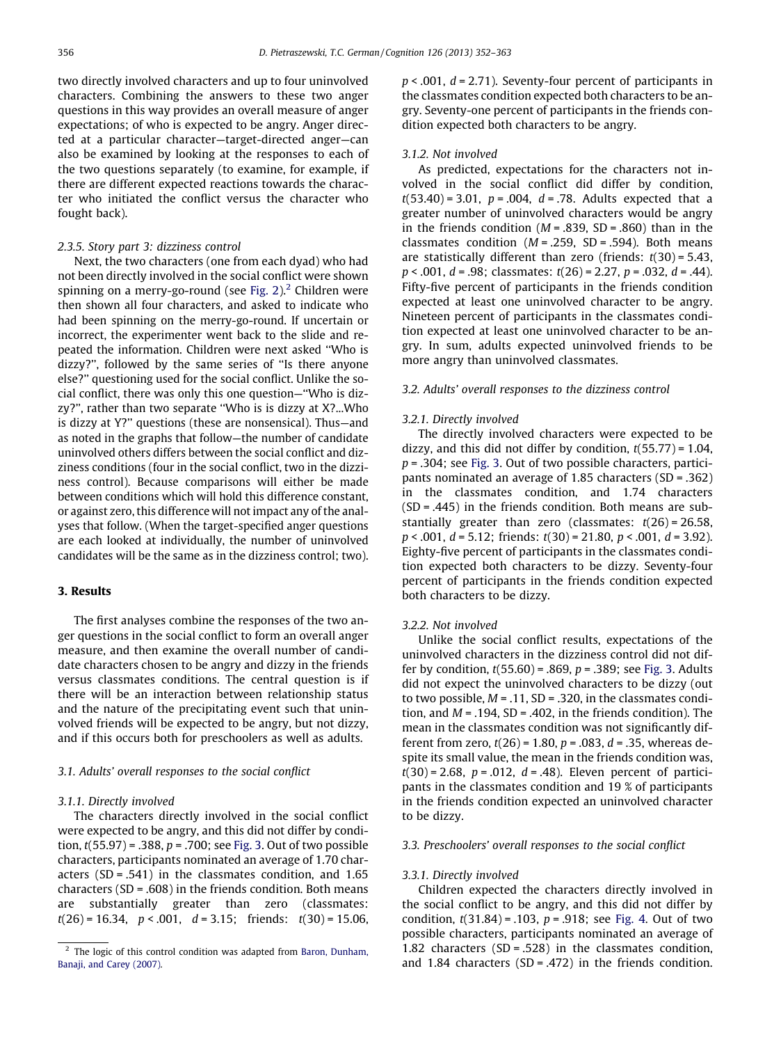two directly involved characters and up to four uninvolved characters. Combining the answers to these two anger questions in this way provides an overall measure of anger expectations; of who is expected to be angry. Anger directed at a particular character—target-directed anger—can also be examined by looking at the responses to each of the two questions separately (to examine, for example, if there are different expected reactions towards the character who initiated the conflict versus the character who fought back).

#### 2.3.5. Story part 3: dizziness control

Next, the two characters (one from each dyad) who had not been directly involved in the social conflict were shown spinning on a merry-go-round (see Fig. 2).[2] Children were then shown all four characters, and asked to indicate who had been spinning on the merry-go-round. If uncertain or incorrect, the experimenter went back to the slide and repeated the information. Children were next asked ''Who is dizzy?'', followed by the same series of ''Is there anyone else?'' questioning used for the social conflict. Unlike the social conflict, there was only this one question—''Who is dizzy?'', rather than two separate ''Who is is dizzy at X?...Who is dizzy at Y?'' questions (these are nonsensical). Thus—and as noted in the graphs that follow—the number of candidate uninvolved others differs between the social conflict and dizziness conditions (four in the social conflict, two in the dizziness control). Because comparisons will either be made between conditions which will hold this difference constant, or against zero, this difference will not impact any of the analyses that follow. (When the target-specified anger questions are each looked at individually, the number of uninvolved candidates will be the same as in the dizziness control; two).

## 3. Results

The first analyses combine the responses of the two anger questions in the social conflict to form an overall anger measure, and then examine the overall number of candidate characters chosen to be angry and dizzy in the friends versus classmates conditions. The central question is if there will be an interaction between relationship status and the nature of the precipitating event such that uninvolved friends will be expected to be angry, but not dizzy, and if this occurs both for preschoolers as well as adults.

### 3.1. Adults' overall responses to the social conflict

#### 3.1.1. Directly involved

The characters directly involved in the social conflict were expected to be angry, and this did not differ by condition, $t(55.97) = .388$, $p = .700$; see Fig. 3. Out of two possible characters, participants nominated an average of 1.70 characters (SD = .541) in the classmates condition, and 1.65 characters (SD = .608) in the friends condition. Both means are substantially greater than zero (classmates: $t(26) = 16.34$, $p < .001$, $d = 3.15$; friends: $t(30) = 15.06$, $p < .001$, $d = 2.71$). Seventy-four percent of participants in the classmates condition expected both characters to be angry. Seventy-one percent of participants in the friends condition expected both characters to be angry.

#### 3.1.2. Not involved

As predicted, expectations for the characters not involved in the social conflict did differ by condition, $t(53.40) = 3.01$, $p = .004$, $d = .78$. Adults expected that a greater number of uninvolved characters would be angry in the friends condition ($M = .839$, SD = .860) than in the classmates condition ($M = .259$, SD = .594). Both means are statistically different than zero (friends: $t(30) = 5.43$, $p < .001$, $d = .98$; classmates: $t(26) = 2.27$, $p = .032$, $d = .44$). Fifty-five percent of participants in the friends condition expected at least one uninvolved character to be angry. Nineteen percent of participants in the classmates condition expected at least one uninvolved character to be angry. In sum, adults expected uninvolved friends to be more angry than uninvolved classmates.

### 3.2. Adults' overall responses to the dizziness control

#### 3.2.1. Directly involved

The directly involved characters were expected to be dizzy, and this did not differ by condition, $t(55.77) = 1.04$, $p = .304$; see Fig. 3. Out of two possible characters, participants nominated an average of 1.85 characters (SD = .362) in the classmates condition, and 1.74 characters (SD = .445) in the friends condition. Both means are substantially greater than zero (classmates: $t(26) = 26.58$, $p < .001$, $d = 5.12$; friends: $t(30) = 21.80$, $p < .001$, $d = 3.92$). Eighty-five percent of participants in the classmates condition expected both characters to be dizzy. Seventy-four percent of participants in the friends condition expected both characters to be dizzy.

#### 3.2.2. Not involved

Unlike the social conflict results, expectations of the uninvolved characters in the dizziness control did not differ by condition, $t(55.60) = .869$, $p = .389$; see Fig. 3. Adults did not expect the uninvolved characters to be dizzy (out to two possible, $M = .11$, SD = .320, in the classmates condition, and $M = .194$, SD = .402, in the friends condition). The mean in the classmates condition was not significantly different from zero, $t(26) = 1.80$, $p = .083$, $d = .35$, whereas despite its small value, the mean in the friends condition was, $t(30) = 2.68$, $p = .012$, $d = .48$). Eleven percent of participants in the classmates condition and 19 % of participants in the friends condition expected an uninvolved character to be dizzy.

### 3.3. Preschoolers' overall responses to the social conflict

#### 3.3.1. Directly involved

Children expected the characters directly involved in the social conflict to be angry, and this did not differ by condition, $t(31.84) = .103$, $p = .918$; see Fig. 4. Out of two possible characters, participants nominated an average of 1.82 characters (SD = .528) in the classmates condition, and 1.84 characters (SD = .472) in the friends condition.

[2] The logic of this control condition was adapted from Baron, Dunham, Banaji, and Carey (2007).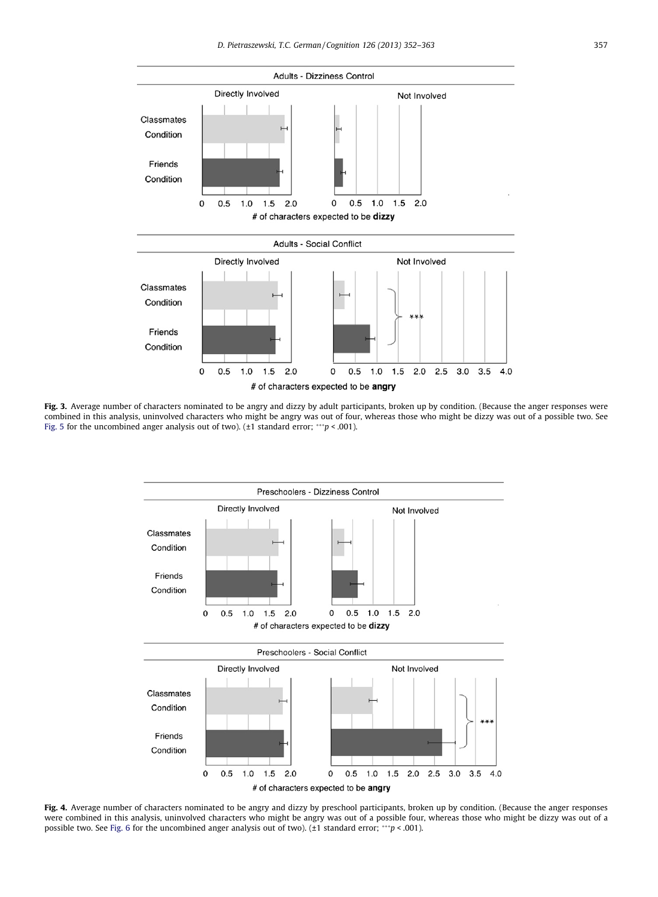**Fig. 3.** Average number of characters nominated to be angry and dizzy by adult participants, broken up by condition. (Because the anger responses were combined in this analysis, uninvolved characters who might be angry was out of four, whereas those who might be dizzy was out of a possible two. See Fig. 5 for the uncombined anger analysis out of two). (±1 standard error; $^{***}p < .001$).

**Fig. 4.** Average number of characters nominated to be angry and dizzy by preschool participants, broken up by condition. (Because the anger responses were combined in this analysis, uninvolved characters who might be angry was out of a possible four, whereas those who might be dizzy was out of a possible two. See Fig. 6 for the uncombined anger analysis out of two). (±1 standard error; $^{***}p < .001$).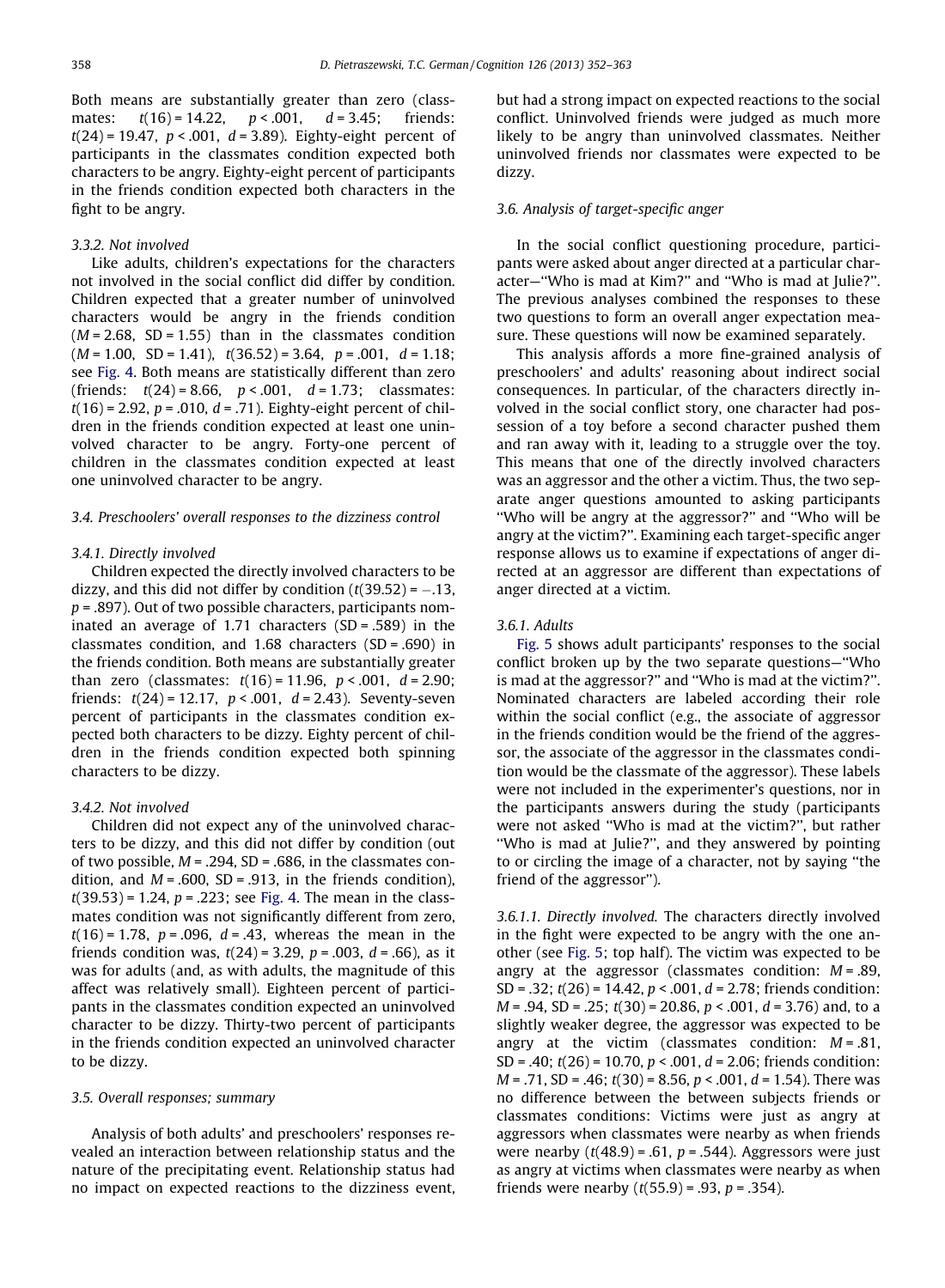Both means are substantially greater than zero (classmates: $t(16) = 14.22$, $p < .001$, $d = 3.45$; friends: $t(24) = 19.47$, $p < .001$, $d = 3.89$). Eighty-eight percent of participants in the classmates condition expected both characters to be angry. Eighty-eight percent of participants in the friends condition expected both characters in the fight to be angry.

#### 3.3.2. Not involved

Like adults, children's expectations for the characters not involved in the social conflict did differ by condition. Children expected that a greater number of uninvolved characters would be angry in the friends condition ($M = 2.68$, $SD = 1.55$) than in the classmates condition ($M = 1.00$, $SD = 1.41$), $t(36.52) = 3.64$, $p = .001$, $d = 1.18$; see Fig. 4. Both means are statistically different than zero (friends: $t(24) = 8.66$, $p < .001$, $d = 1.73$; classmates: $t(16) = 2.92$, $p = .010$, $d = .71$). Eighty-eight percent of children in the friends condition expected at least one uninvolved character to be angry. Forty-one percent of children in the classmates condition expected at least one uninvolved character to be angry.

### 3.4. Preschoolers' overall responses to the dizziness control

#### 3.4.1. Directly involved

Children expected the directly involved characters to be dizzy, and this did not differ by condition ($t(39.52) = -.13$, $p = .897$). Out of two possible characters, participants nominated an average of 1.71 characters ($SD = .589$) in the classmates condition, and 1.68 characters ($SD = .690$) in the friends condition. Both means are substantially greater than zero (classmates: $t(16) = 11.96$, $p < .001$, $d = 2.90$; friends: $t(24) = 12.17$, $p < .001$, $d = 2.43$). Seventy-seven percent of participants in the classmates condition expected both characters to be dizzy. Eighty percent of children in the friends condition expected both spinning characters to be dizzy.

#### 3.4.2. Not involved

Children did not expect any of the uninvolved characters to be dizzy, and this did not differ by condition (out of two possible, $M = .294$, $SD = .686$, in the classmates condition, and $M = .600$, $SD = .913$, in the friends condition), $t(39.53) = 1.24$, $p = .223$; see Fig. 4. The mean in the classmates condition was not significantly different from zero, $t(16) = 1.78$, $p = .096$, $d = .43$, whereas the mean in the friends condition was, $t(24) = 3.29$, $p = .003$, $d = .66$), as it was for adults (and, as with adults, the magnitude of this affect was relatively small). Eighteen percent of participants in the classmates condition expected an uninvolved character to be dizzy. Thirty-two percent of participants in the friends condition expected an uninvolved character to be dizzy.

### 3.5. Overall responses; summary

Analysis of both adults' and preschoolers' responses revealed an interaction between relationship status and the nature of the precipitating event. Relationship status had no impact on expected reactions to the dizziness event, but had a strong impact on expected reactions to the social conflict. Uninvolved friends were judged as much more likely to be angry than uninvolved classmates. Neither uninvolved friends nor classmates were expected to be dizzy.

### 3.6. Analysis of target-specific anger

In the social conflict questioning procedure, participants were asked about anger directed at a particular character—"Who is mad at Kim?" and "Who is mad at Julie?". The previous analyses combined the responses to these two questions to form an overall anger expectation measure. These questions will now be examined separately.

This analysis affords a more fine-grained analysis of preschoolers' and adults' reasoning about indirect social consequences. In particular, of the characters directly involved in the social conflict story, one character had possession of a toy before a second character pushed them and ran away with it, leading to a struggle over the toy. This means that one of the directly involved characters was an aggressor and the other a victim. Thus, the two separate anger questions amounted to asking participants "Who will be angry at the aggressor?" and "Who will be angry at the victim?". Examining each target-specific anger response allows us to examine if expectations of anger directed at an aggressor are different than expectations of anger directed at a victim.

#### 3.6.1. Adults

Fig. 5 shows adult participants' responses to the social conflict broken up by the two separate questions—"Who is mad at the aggressor?" and "Who is mad at the victim?". Nominated characters are labeled according their role within the social conflict (e.g., the associate of aggressor in the friends condition would be the friend of the aggressor, the associate of the aggressor in the classmates condition would be the classmate of the aggressor). These labels were not included in the experimenter's questions, nor in the participants answers during the study (participants were not asked "Who is mad at the victim?", but rather "Who is mad at Julie?", and they answered by pointing to or circling the image of a character, not by saying "the friend of the aggressor").

3.6.1.1. Directly involved. The characters directly involved in the fight were expected to be angry with the one another (see Fig. 5; top half). The victim was expected to be angry at the aggressor (classmates condition: $M = .89$, $SD = .32$; $t(26) = 14.42$, $p < .001$, $d = 2.78$; friends condition: $M = .94$, $SD = .25$; $t(30) = 20.86$, $p < .001$, $d = 3.76$) and, to a slightly weaker degree, the aggressor was expected to be angry at the victim (classmates condition: $M = .81$, $SD = .40$; $t(26) = 10.70$, $p < .001$, $d = 2.06$; friends condition: $M = .71$, $SD = .46$; $t(30) = 8.56$, $p < .001$, $d = 1.54$). There was no difference between the between subjects friends or classmates conditions: Victims were just as angry at aggressors when classmates were nearby as when friends were nearby ($t(48.9) = .61$, $p = .544$). Aggressors were just as angry at victims when classmates were nearby as when friends were nearby ($t(55.9) = .93$, $p = .354$).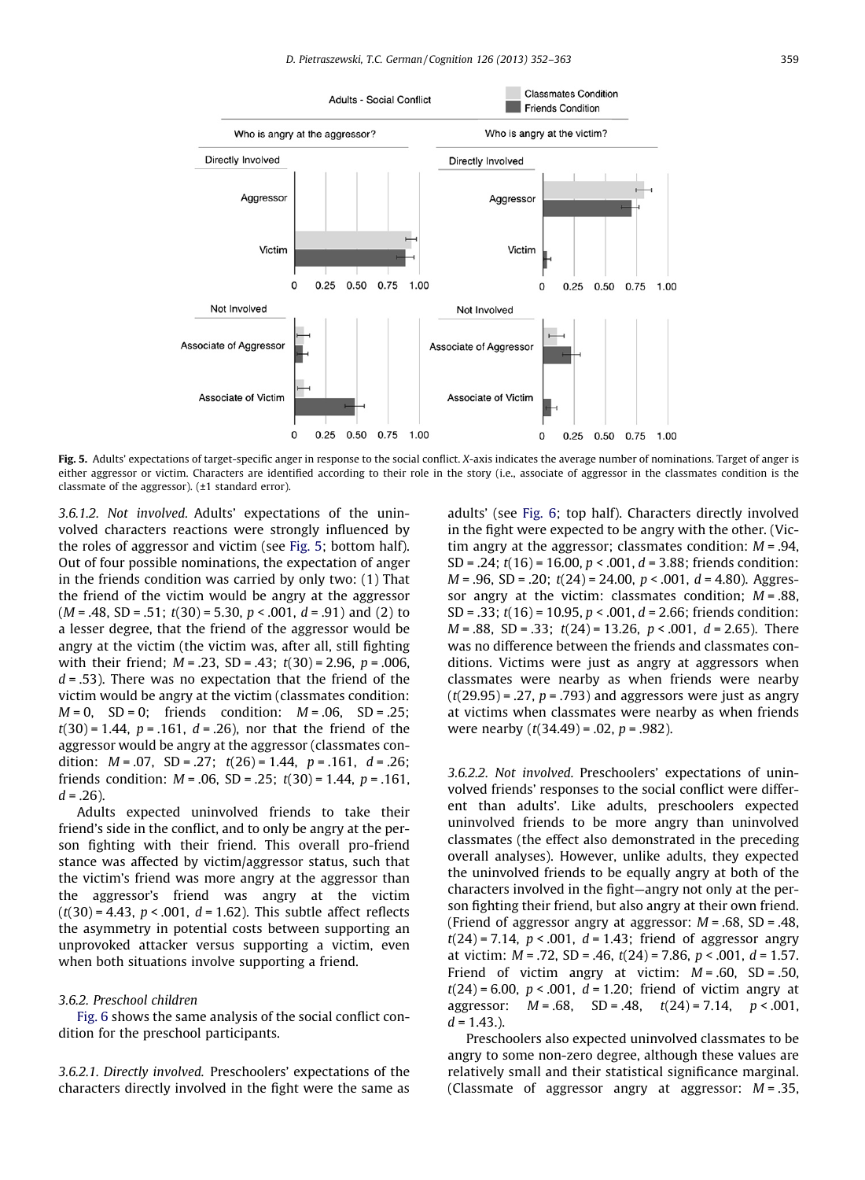**Fig. 5.** Adults' expectations of target-specific anger in response to the social conflict. X-axis indicates the average number of nominations. Target of anger is either aggressor or victim. Characters are identified according to their role in the story (i.e., associate of aggressor in the classmates condition is the classmate of the aggressor). (±1 standard error).

3.6.1.2. *Not involved.* Adults' expectations of the uninvolved characters reactions were strongly influenced by the roles of aggressor and victim (see Fig. 5; bottom half). Out of four possible nominations, the expectation of anger in the friends condition was carried by only two: (1) That the friend of the victim would be angry at the aggressor ($M = .48$, $SD = .51$; $t(30) = 5.30$, $p < .001$, $d = .91$) and (2) to a lesser degree, that the friend of the aggressor would be angry at the victim (the victim was, after all, still fighting with their friend; $M = .23$, $SD = .43$; $t(30) = 2.96$, $p = .006$, $d = .53$). There was no expectation that the friend of the victim would be angry at the victim (classmates condition: $M = 0$, $SD = 0$; friends condition: $M = .06$, $SD = .25$; $t(30) = 1.44$, $p = .161$, $d = .26$), nor that the friend of the aggressor would be angry at the aggressor (classmates condition: $M = .07$, $SD = .27$; $t(26) = 1.44$, $p = .161$, $d = .26$; friends condition: $M = .06$, $SD = .25$; $t(30) = 1.44$, $p = .161$, $d = .26$).

Adults expected uninvolved friends to take their friend's side in the conflict, and to only be angry at the person fighting with their friend. This overall pro-friend stance was affected by victim/aggressor status, such that the victim's friend was more angry at the aggressor than the aggressor's friend was angry at the victim ($t(30) = 4.43$, $p < .001$, $d = 1.62$). This subtle affect reflects the asymmetry in potential costs between supporting an unprovoked attacker versus supporting a victim, even when both situations involve supporting a friend.

### 3.6.2. Preschool children

Fig. 6 shows the same analysis of the social conflict condition for the preschool participants.

3.6.2.1. *Directly involved.* Preschoolers' expectations of the characters directly involved in the fight were the same as adults' (see Fig. 6; top half). Characters directly involved in the fight were expected to be angry with the other. (Victim angry at the aggressor; classmates condition: $M = .94$, $SD = .24$; $t(16) = 16.00$, $p < .001$, $d = 3.88$; friends condition: $M = .96$, $SD = .20$; $t(24) = 24.00$, $p < .001$, $d = 4.80$). Aggressor angry at the victim: classmates condition; $M = .88$, $SD = .33$; $t(16) = 10.95$, $p < .001$, $d = 2.66$; friends condition: $M = .88$, $SD = .33$; $t(24) = 13.26$, $p < .001$, $d = 2.65$). There was no difference between the friends and classmates conditions. Victims were just as angry at aggressors when classmates were nearby as when friends were nearby ($t(29.95) = .27$, $p = .793$) and aggressors were just as angry at victims when classmates were nearby as when friends were nearby ($t(34.49) = .02$, $p = .982$).

3.6.2.2. *Not involved.* Preschoolers' expectations of uninvolved friends' responses to the social conflict were different than adults'. Like adults, preschoolers expected uninvolved friends to be more angry than uninvolved classmates (the effect also demonstrated in the preceding overall analyses). However, unlike adults, they expected the uninvolved friends to be equally angry at both of the characters involved in the fight—angry not only at the person fighting their friend, but also angry at their own friend. (Friend of aggressor angry at aggressor: $M = .68$, $SD = .48$, $t(24) = 7.14$, $p < .001$, $d = 1.43$; friend of aggressor angry at victim: $M = .72$, $SD = .46$, $t(24) = 7.86$, $p < .001$, $d = 1.57$. Friend of victim angry at victim: $M = .60$, $SD = .50$, $t(24) = 6.00$, $p < .001$, $d = 1.20$; friend of victim angry at aggressor: $M = .68$, $SD = .48$, $t(24) = 7.14$, $p < .001$, $d = 1.43$.).

Preschoolers also expected uninvolved classmates to be angry to some non-zero degree, although these values are relatively small and their statistical significance marginal. (Classmate of aggressor angry at aggressor: $M = .35$,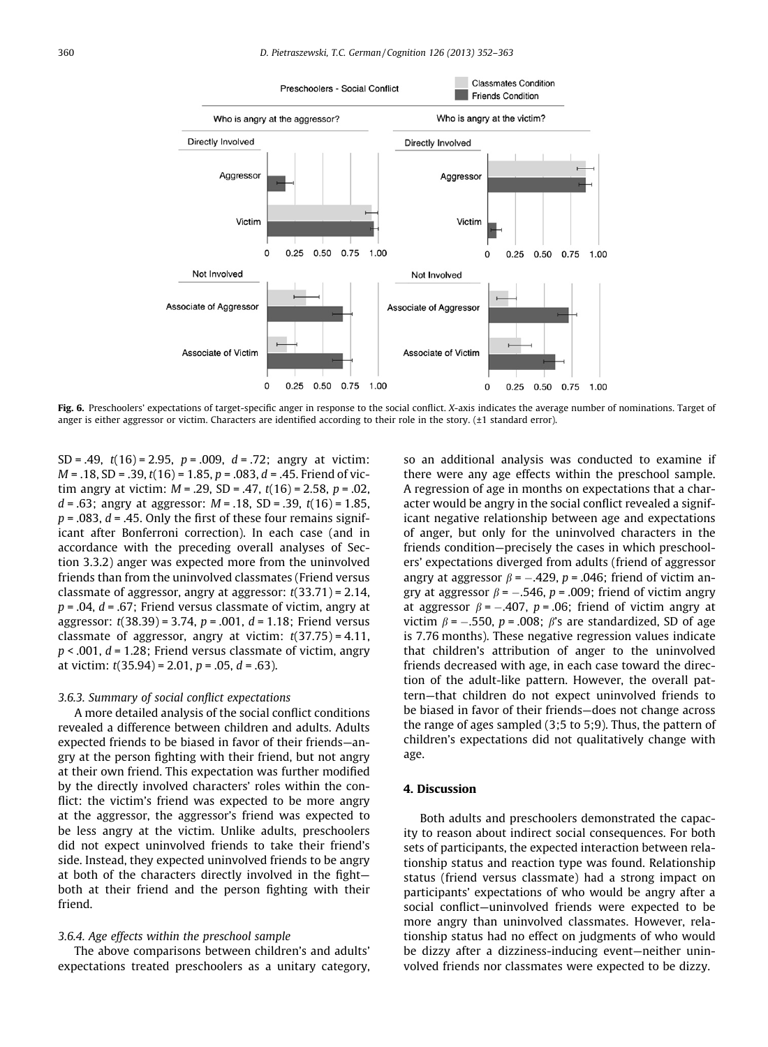Fig. 6. Preschoolers' expectations of target-specific anger in response to the social conflict. *X*-axis indicates the average number of nominations. Target of anger is either aggressor or victim. Characters are identified according to their role in the story. (±1 standard error).

SD = .49, $t(16) = 2.95$, $p = .009$, $d = .72$; angry at victim: $M = .18$, SD = .39, $t(16) = 1.85$, $p = .083$, $d = .45$. Friend of victim angry at victim: $M = .29$, SD = .47, $t(16) = 2.58$, $p = .02$, $d = .63$; angry at aggressor: $M = .18$, SD = .39, $t(16) = 1.85$, $p = .083$, $d = .45$. Only the first of these four remains significant after Bonferroni correction). In each case (and in accordance with the preceding overall analyses of Section 3.3.2) anger was expected more from the uninvolved friends than from the uninvolved classmates (Friend versus classmate of aggressor, angry at aggressor: $t(33.71) = 2.14$, $p = .04$, $d = .67$; Friend versus classmate of victim, angry at aggressor: $t(38.39) = 3.74$, $p = .001$, $d = 1.18$; Friend versus classmate of aggressor, angry at victim: $t(37.75) = 4.11$, $p < .001$, $d = 1.28$; Friend versus classmate of victim, angry at victim: $t(35.94) = 2.01$, $p = .05$, $d = .63$).

### 3.6.3. Summary of social conflict expectations

A more detailed analysis of the social conflict conditions revealed a difference between children and adults. Adults expected friends to be biased in favor of their friends—angry at the person fighting with their friend, but not angry at their own friend. This expectation was further modified by the directly involved characters' roles within the conflict: the victim's friend was expected to be more angry at the aggressor, the aggressor's friend was expected to be less angry at the victim. Unlike adults, preschoolers did not expect uninvolved friends to take their friend's side. Instead, they expected uninvolved friends to be angry at both of the characters directly involved in the fight—both at their friend and the person fighting with their friend.

### 3.6.4. Age effects within the preschool sample

The above comparisons between children's and adults' expectations treated preschoolers as a unitary category, so an additional analysis was conducted to examine if there were any age effects within the preschool sample. A regression of age in months on expectations that a character would be angry in the social conflict revealed a significant negative relationship between age and expectations of anger, but only for the uninvolved characters in the friends condition—precisely the cases in which preschoolers' expectations diverged from adults (friend of aggressor angry at aggressor $\beta = -.429$, $p = .046$; friend of victim angry at aggressor $\beta = -.546$, $p = .009$; friend of victim angry at aggressor $\beta = -.407$, $p = .06$; friend of victim angry at victim $\beta = -.550$, $p = .008$; $\beta$'s are standardized, SD of age is 7.76 months). These negative regression values indicate that children's attribution of anger to the uninvolved friends decreased with age, in each case toward the direction of the adult-like pattern. However, the overall pattern—that children do not expect uninvolved friends to be biased in favor of their friends—does not change across the range of ages sampled (3;5 to 5;9). Thus, the pattern of children's expectations did not qualitatively change with age.

## 4. Discussion

Both adults and preschoolers demonstrated the capacity to reason about indirect social consequences. For both sets of participants, the expected interaction between relationship status and reaction type was found. Relationship status (friend versus classmate) had a strong impact on participants' expectations of who would be angry after a social conflict—uninvolved friends were expected to be more angry than uninvolved classmates. However, relationship status had no effect on judgments of who would be dizzy after a dizziness-inducing event—neither uninvolved friends nor classmates were expected to be dizzy.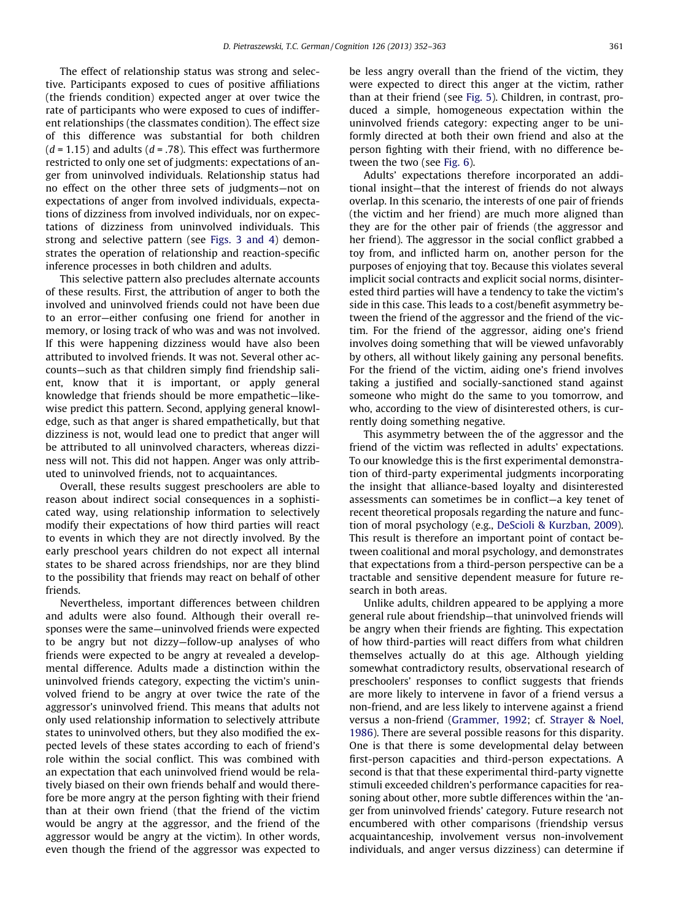The effect of relationship status was strong and selective. Participants exposed to cues of positive affiliations (the friends condition) expected anger at over twice the rate of participants who were exposed to cues of indifferent relationships (the classmates condition). The effect size of this difference was substantial for both children ($d = 1.15$) and adults ($d = .78$). This effect was furthermore restricted to only one set of judgments: expectations of anger from uninvolved individuals. Relationship status had no effect on the other three sets of judgments—not on expectations of anger from involved individuals, expectations of dizziness from involved individuals, nor on expectations of dizziness from uninvolved individuals. This strong and selective pattern (see Figs. 3 and 4) demonstrates the operation of relationship and reaction-specific inference processes in both children and adults.

This selective pattern also precludes alternate accounts of these results. First, the attribution of anger to both the involved and uninvolved friends could not have been due to an error—either confusing one friend for another in memory, or losing track of who was and was not involved. If this were happening dizziness would have also been attributed to involved friends. It was not. Several other accounts—such as that children simply find friendship salient, know that it is important, or apply general knowledge that friends should be more empathetic—likewise predict this pattern. Second, applying general knowledge, such as that anger is shared empathetically, but that dizziness is not, would lead one to predict that anger will be attributed to all uninvolved characters, whereas dizziness will not. This did not happen. Anger was only attributed to uninvolved friends, not to acquaintances.

Overall, these results suggest preschoolers are able to reason about indirect social consequences in a sophisticated way, using relationship information to selectively modify their expectations of how third parties will react to events in which they are not directly involved. By the early preschool years children do not expect all internal states to be shared across friendships, nor are they blind to the possibility that friends may react on behalf of other friends.

Nevertheless, important differences between children and adults were also found. Although their overall responses were the same—uninvolved friends were expected to be angry but not dizzy—follow-up analyses of who friends were expected to be angry at revealed a developmental difference. Adults made a distinction within the uninvolved friends category, expecting the victim's uninvolved friend to be angry at over twice the rate of the aggressor's uninvolved friend. This means that adults not only used relationship information to selectively attribute states to uninvolved others, but they also modified the expected levels of these states according to each of friend's role within the social conflict. This was combined with an expectation that each uninvolved friend would be relatively biased on their own friends behalf and would therefore be more angry at the person fighting with their friend than at their own friend (that the friend of the victim would be angry at the aggressor, and the friend of the aggressor would be angry at the victim). In other words, even though the friend of the aggressor was expected to be less angry overall than the friend of the victim, they were expected to direct this anger at the victim, rather than at their friend (see Fig. 5). Children, in contrast, produced a simple, homogeneous expectation within the uninvolved friends category: expecting anger to be uniformly directed at both their own friend and also at the person fighting with their friend, with no difference between the two (see Fig. 6).

Adults' expectations therefore incorporated an additional insight—that the interest of friends do not always overlap. In this scenario, the interests of one pair of friends (the victim and her friend) are much more aligned than they are for the other pair of friends (the aggressor and her friend). The aggressor in the social conflict grabbed a toy from, and inflicted harm on, another person for the purposes of enjoying that toy. Because this violates several implicit social contracts and explicit social norms, disinterested third parties will have a tendency to take the victim's side in this case. This leads to a cost/benefit asymmetry between the friend of the aggressor and the friend of the victim. For the friend of the aggressor, aiding one's friend involves doing something that will be viewed unfavorably by others, all without likely gaining any personal benefits. For the friend of the victim, aiding one's friend involves taking a justified and socially-sanctioned stand against someone who might do the same to you tomorrow, and who, according to the view of disinterested others, is currently doing something negative.

This asymmetry between the of the aggressor and the friend of the victim was reflected in adults' expectations. To our knowledge this is the first experimental demonstration of third-party experimental judgments incorporating the insight that alliance-based loyalty and disinterested assessments can sometimes be in conflict—a key tenet of recent theoretical proposals regarding the nature and function of moral psychology (e.g., DeScioli & Kurzban, 2009). This result is therefore an important point of contact between coalitional and moral psychology, and demonstrates that expectations from a third-person perspective can be a tractable and sensitive dependent measure for future research in both areas.

Unlike adults, children appeared to be applying a more general rule about friendship—that uninvolved friends will be angry when their friends are fighting. This expectation of how third-parties will react differs from what children themselves actually do at this age. Although yielding somewhat contradictory results, observational research of preschoolers' responses to conflict suggests that friends are more likely to intervene in favor of a friend versus a non-friend, and are less likely to intervene against a friend versus a non-friend (Grammer, 1992; cf. Strayer & Noel, 1986). There are several possible reasons for this disparity. One is that there is some developmental delay between first-person capacities and third-person expectations. A second is that that these experimental third-party vignette stimuli exceeded children's performance capacities for reasoning about other, more subtle differences within the 'anger from uninvolved friends' category. Future research not encumbered with other comparisons (friendship versus acquaintanceship, involvement versus non-involvement individuals, and anger versus dizziness) can determine if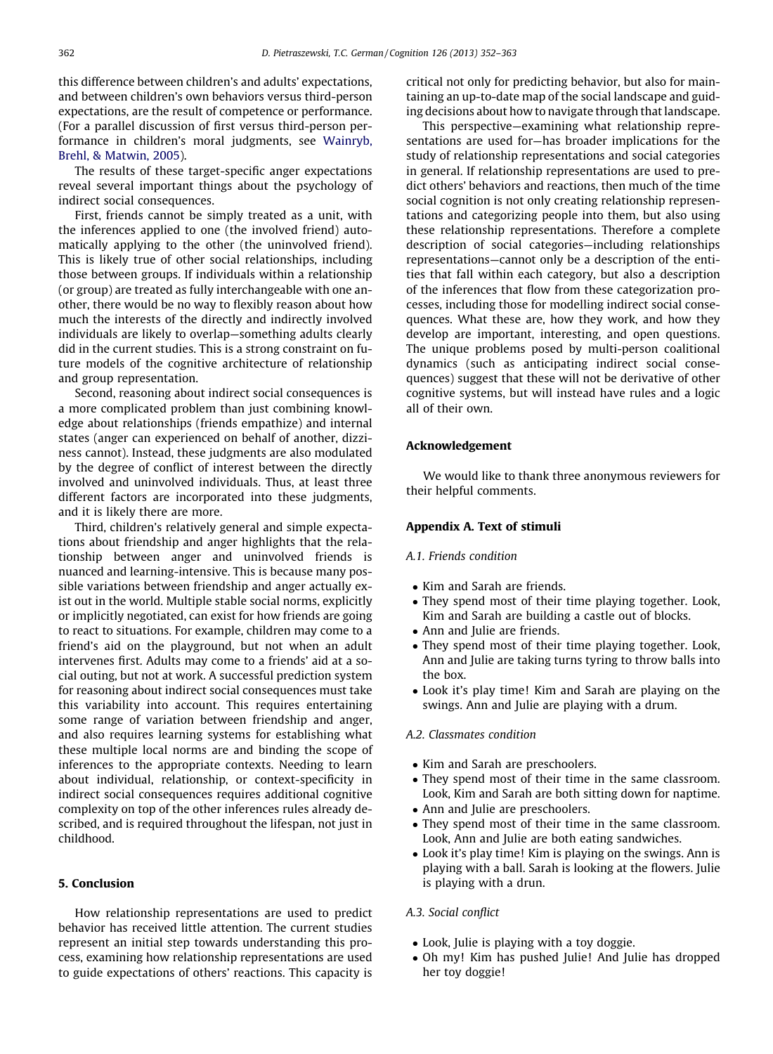this difference between children's and adults' expectations, and between children's own behaviors versus third-person expectations, are the result of competence or performance. (For a parallel discussion of first versus third-person performance in children's moral judgments, see Wainryb, Brehl, & Matwin, 2005).

The results of these target-specific anger expectations reveal several important things about the psychology of indirect social consequences.

First, friends cannot be simply treated as a unit, with the inferences applied to one (the involved friend) automatically applying to the other (the uninvolved friend). This is likely true of other social relationships, including those between groups. If individuals within a relationship (or group) are treated as fully interchangeable with one another, there would be no way to flexibly reason about how much the interests of the directly and indirectly involved individuals are likely to overlap—something adults clearly did in the current studies. This is a strong constraint on future models of the cognitive architecture of relationship and group representation.

Second, reasoning about indirect social consequences is a more complicated problem than just combining knowledge about relationships (friends empathize) and internal states (anger can experienced on behalf of another, dizziness cannot). Instead, these judgments are also modulated by the degree of conflict of interest between the directly involved and uninvolved individuals. Thus, at least three different factors are incorporated into these judgments, and it is likely there are more.

Third, children's relatively general and simple expectations about friendship and anger highlights that the relationship between anger and uninvolved friends is nuanced and learning-intensive. This is because many possible variations between friendship and anger actually exist out in the world. Multiple stable social norms, explicitly or implicitly negotiated, can exist for how friends are going to react to situations. For example, children may come to a friend's aid on the playground, but not when an adult intervenes first. Adults may come to a friends' aid at a social outing, but not at work. A successful prediction system for reasoning about indirect social consequences must take this variability into account. This requires entertaining some range of variation between friendship and anger, and also requires learning systems for establishing what these multiple local norms are and binding the scope of inferences to the appropriate contexts. Needing to learn about individual, relationship, or context-specificity in indirect social consequences requires additional cognitive complexity on top of the other inferences rules already described, and is required throughout the lifespan, not just in childhood.

## 5. Conclusion

How relationship representations are used to predict behavior has received little attention. The current studies represent an initial step towards understanding this process, examining how relationship representations are used to guide expectations of others' reactions. This capacity is critical not only for predicting behavior, but also for maintaining an up-to-date map of the social landscape and guiding decisions about how to navigate through that landscape.

This perspective—examining what relationship representations are used for—has broader implications for the study of relationship representations and social categories in general. If relationship representations are used to predict others' behaviors and reactions, then much of the time social cognition is not only creating relationship representations and categorizing people into them, but also using these relationship representations. Therefore a complete description of social categories—including relationships representations—cannot only be a description of the entities that fall within each category, but also a description of the inferences that flow from these categorization processes, including those for modelling indirect social consequences. What these are, how they work, and how they develop are important, interesting, and open questions. The unique problems posed by multi-person coalitional dynamics (such as anticipating indirect social consequences) suggest that these will not be derivative of other cognitive systems, but will instead have rules and a logic all of their own.

## Acknowledgement

We would like to thank three anonymous reviewers for their helpful comments.

## Appendix A. Text of stimuli

### A.1. Friends condition

- Kim and Sarah are friends.
- They spend most of their time playing together. Look, Kim and Sarah are building a castle out of blocks.
- Ann and Julie are friends.
- They spend most of their time playing together. Look, Ann and Julie are taking turns tyring to throw balls into the box.
- Look it's play time! Kim and Sarah are playing on the swings. Ann and Julie are playing with a drum.

### A.2. Classmates condition

- Kim and Sarah are preschoolers.
- They spend most of their time in the same classroom. Look, Kim and Sarah are both sitting down for naptime.
- Ann and Julie are preschoolers.
- They spend most of their time in the same classroom. Look, Ann and Julie are both eating sandwiches.
- Look it's play time! Kim is playing on the swings. Ann is playing with a ball. Sarah is looking at the flowers. Julie is playing with a drun.

### A.3. Social conflict

- Look, Julie is playing with a toy doggie.
- Oh my! Kim has pushed Julie! And Julie has dropped her toy doggie!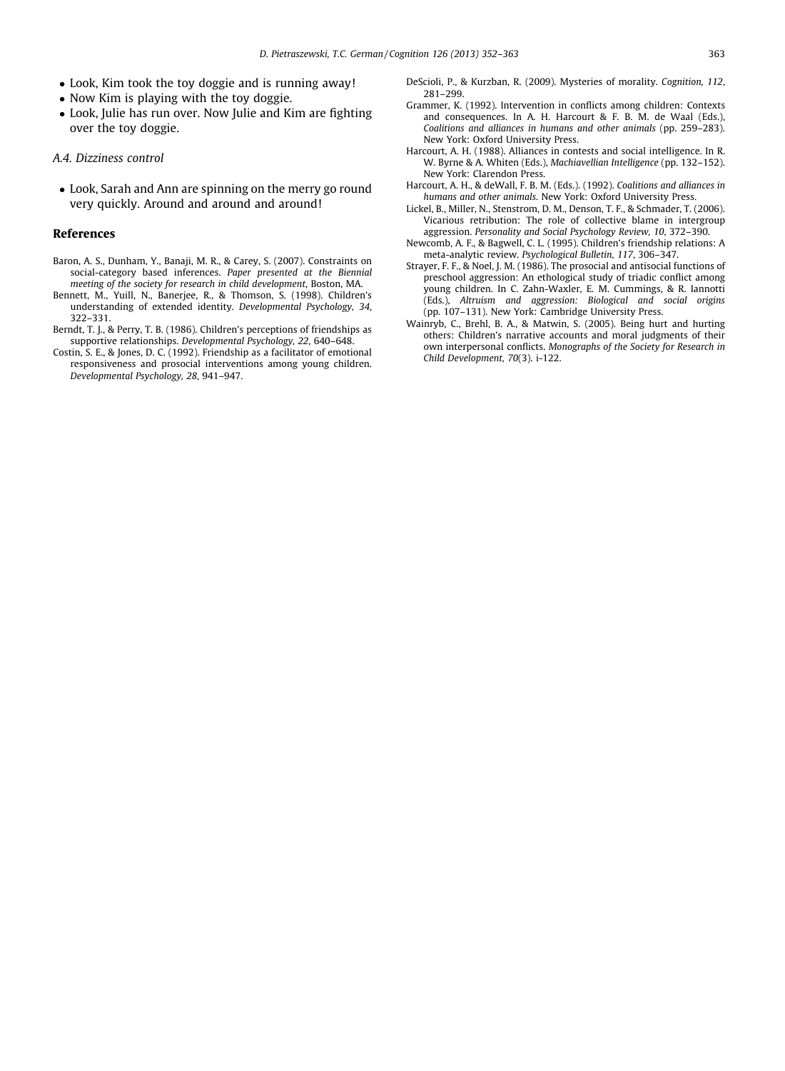- Look, Kim took the toy doggie and is running away!
- Now Kim is playing with the toy doggie.
- Look, Julie has run over. Now Julie and Kim are fighting over the toy doggie.

### A.4. Dizziness control

- Look, Sarah and Ann are spinning on the merry go round very quickly. Around and around and around!

## References

Baron, A. S., Dunham, Y., Banaji, M. R., & Carey, S. (2007). Constraints on social-category based inferences. *Paper presented at the Biennial meeting of the society for research in child development*, Boston, MA.

Bennett, M., Yuill, N., Banerjee, R., & Thomson, S. (1998). Children's understanding of extended identity. *Developmental Psychology, 34*, 322–331.

Berndt, T. J., & Perry, T. B. (1986). Children's perceptions of friendships as supportive relationships. *Developmental Psychology, 22*, 640–648.

Costin, S. E., & Jones, D. C. (1992). Friendship as a facilitator of emotional responsiveness and prosocial interventions among young children. *Developmental Psychology, 28*, 941–947.

DeScioli, P., & Kurzban, R. (2009). Mysteries of morality. *Cognition, 112*, 281–299.

Grammer, K. (1992). Intervention in conflicts among children: Contexts and consequences. In A. H. Harcourt & F. B. M. de Waal (Eds.), *Coalitions and alliances in humans and other animals* (pp. 259–283). New York: Oxford University Press.

Harcourt, A. H. (1988). Alliances in contests and social intelligence. In R. W. Byrne & A. Whiten (Eds.), *Machiavellian Intelligence* (pp. 132–152). New York: Clarendon Press.

Harcourt, A. H., & deWall, F. B. M. (Eds.). (1992). *Coalitions and alliances in humans and other animals*. New York: Oxford University Press.

Lickel, B., Miller, N., Stenstrom, D. M., Denson, T. F., & Schmader, T. (2006). Vicarious retribution: The role of collective blame in intergroup aggression. *Personality and Social Psychology Review, 10*, 372–390.

Newcomb, A. F., & Bagwell, C. L. (1995). Children's friendship relations: A meta-analytic review. *Psychological Bulletin, 117*, 306–347.

Strayer, F. F., & Noel, J. M. (1986). The prosocial and antisocial functions of preschool aggression: An ethological study of triadic conflict among young children. In C. Zahn-Waxler, E. M. Cummings, & R. Iannotti (Eds.), *Altruism and aggression: Biological and social origins* (pp. 107–131). New York: Cambridge University Press.

Wainryb, C., Brehl, B. A., & Matwin, S. (2005). Being hurt and hurting others: Children's narrative accounts and moral judgments of their own interpersonal conflicts. *Monographs of the Society for Research in Child Development, 70*(3). i-122.